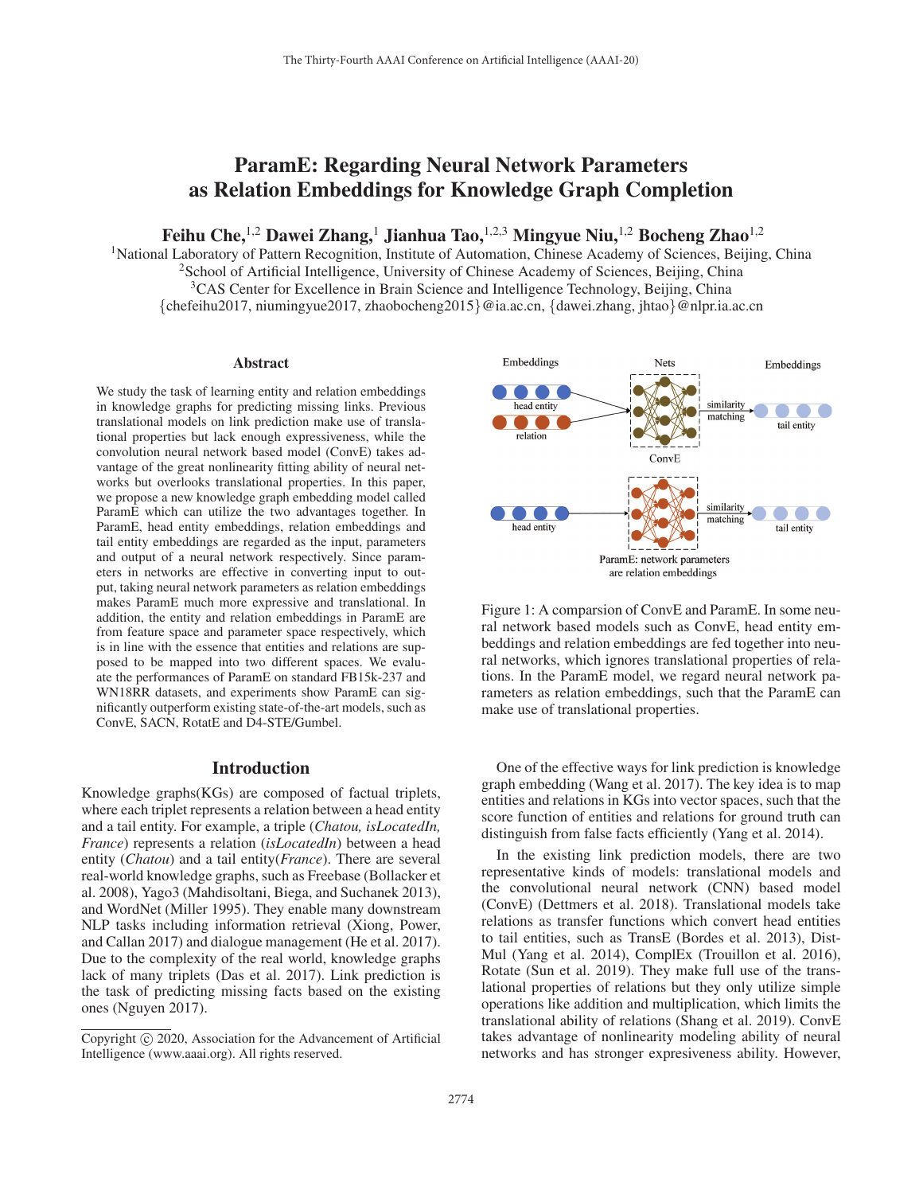# ParamE: Regarding Neural Network Parameters as Relation Embeddings for Knowledge Graph Completion

**Feihu Che,[1,2] Dawei Zhang,[1] Jianhua Tao,[1,2,3] Mingyue Niu,[1,2] Bocheng Zhao[1,2]**

[1]National Laboratory of Pattern Recognition, Institute of Automation, Chinese Academy of Sciences, Beijing, China
[2]School of Artificial Intelligence, University of Chinese Academy of Sciences, Beijing, China
[3]CAS Center for Excellence in Brain Science and Intelligence Technology, Beijing, China
{chefeihu2017, niumingyue2017, zhaobocheng2015}@ia.ac.cn, {dawei.zhang, jhtao}@nlpr.ia.ac.cn

## Abstract

We study the task of learning entity and relation embeddings in knowledge graphs for predicting missing links. Previous translational models on link prediction make use of translational properties but lack enough expressiveness, while the convolution neural network based model (ConvE) takes advantage of the great nonlinearity fitting ability of neural networks but overlooks translational properties. In this paper, we propose a new knowledge graph embedding model called ParamE which can utilize the two advantages together. In ParamE, head entity embeddings, relation embeddings and tail entity embeddings are regarded as the input, parameters and output of a neural network respectively. Since parameters in networks are effective in converting input to output, taking neural network parameters as relation embeddings makes ParamE much more expressive and translational. In addition, the entity and relation embeddings in ParamE are from feature space and parameter space respectively, which is in line with the essence that entities and relations are supposed to be mapped into two different spaces. We evaluate the performances of ParamE on standard FB15k-237 and WN18RR datasets, and experiments show ParamE can significantly outperform existing state-of-the-art models, such as ConvE, SACN, RotatE and D4-STE/Gumbel.

## Introduction

Knowledge graphs(KGs) are composed of factual triplets, where each triplet represents a relation between a head entity and a tail entity. For example, a triple (*Chatou, isLocatedIn, France*) represents a relation (*isLocatedIn*) between a head entity (*Chatou*) and a tail entity(*France*). There are several real-world knowledge graphs, such as Freebase (Bollacker et al. 2008), Yago3 (Mahdisoltani, Biega, and Suchanek 2013), and WordNet (Miller 1995). They enable many downstream NLP tasks including information retrieval (Xiong, Power, and Callan 2017) and dialogue management (He et al. 2017). Due to the complexity of the real world, knowledge graphs lack of many triplets (Das et al. 2017). Link prediction is the task of predicting missing facts based on the existing ones (Nguyen 2017).

Copyright © 2020, Association for the Advancement of Artificial Intelligence (www.aaai.org). All rights reserved.

Figure 1: A comparsion of ConvE and ParamE. In some neural network based models such as ConvE, head entity embeddings and relation embeddings are fed together into neural networks, which ignores translational properties of relations. In the ParamE model, we regard neural network parameters as relation embeddings, such that the ParamE can make use of translational properties.

One of the effective ways for link prediction is knowledge graph embedding (Wang et al. 2017). The key idea is to map entities and relations in KGs into vector spaces, such that the score function of entities and relations for ground truth can distinguish from false facts efficiently (Yang et al. 2014).

In the existing link prediction models, there are two representative kinds of models: translational models and the convolutional neural network (CNN) based model (ConvE) (Dettmers et al. 2018). Translational models take relations as transfer functions which convert head entities to tail entities, such as TransE (Bordes et al. 2013), DistMul (Yang et al. 2014), ComplEx (Trouillon et al. 2016), Rotate (Sun et al. 2019). They make full use of the translational properties of relations but they only utilize simple operations like addition and multiplication, which limits the translational ability of relations (Shang et al. 2019). ConvE takes advantage of nonlinearity modeling ability of neural networks and has stronger expresiveness ability. However,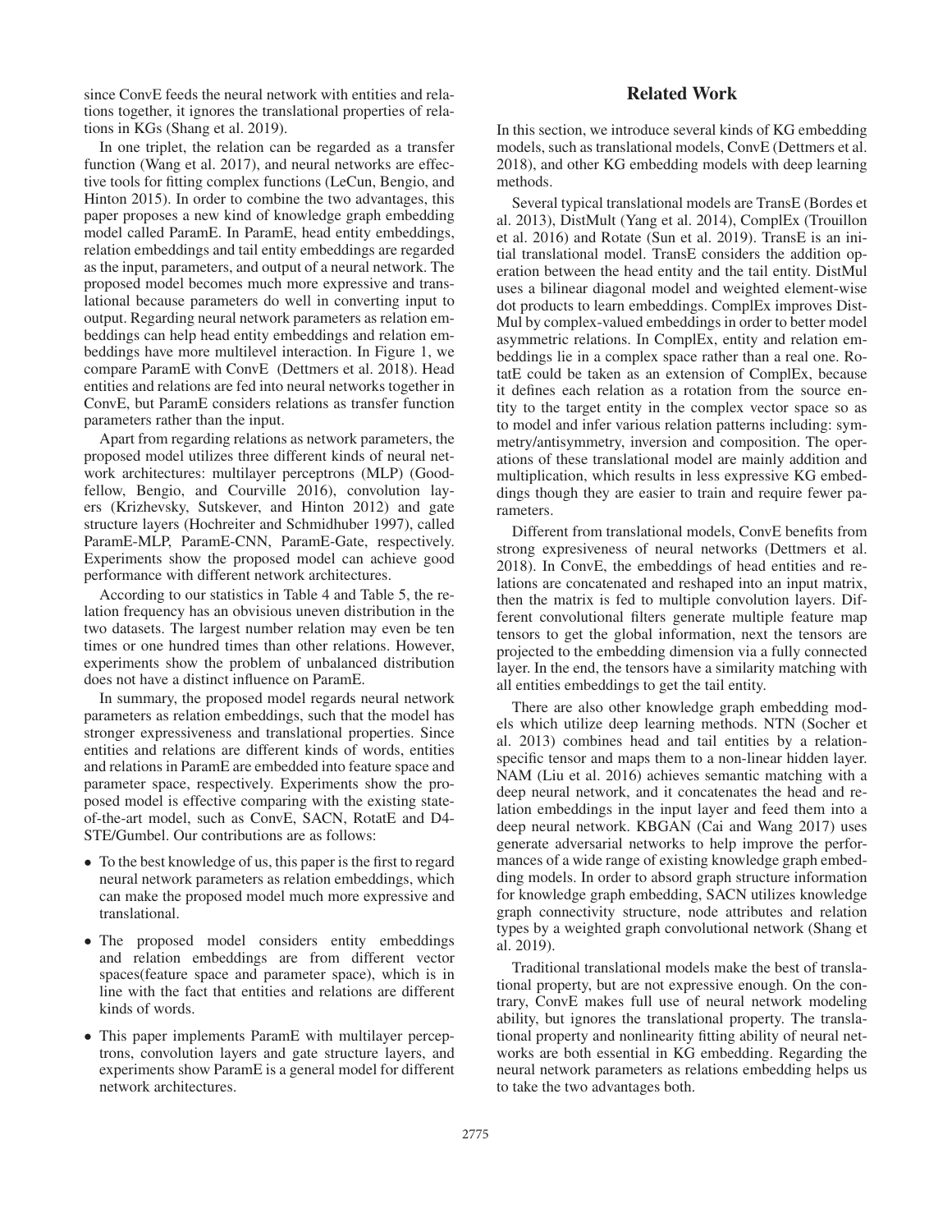since ConvE feeds the neural network with entities and relations together, it ignores the translational properties of relations in KGs (Shang et al. 2019).

In one triplet, the relation can be regarded as a transfer function (Wang et al. 2017), and neural networks are effective tools for fitting complex functions (LeCun, Bengio, and Hinton 2015). In order to combine the two advantages, this paper proposes a new kind of knowledge graph embedding model called ParamE. In ParamE, head entity embeddings, relation embeddings and tail entity embeddings are regarded as the input, parameters, and output of a neural network. The proposed model becomes much more expressive and translational because parameters do well in converting input to output. Regarding neural network parameters as relation embeddings can help head entity embeddings and relation embeddings have more multilevel interaction. In Figure 1, we compare ParamE with ConvE (Dettmers et al. 2018). Head entities and relations are fed into neural networks together in ConvE, but ParamE considers relations as transfer function parameters rather than the input.

Apart from regarding relations as network parameters, the proposed model utilizes three different kinds of neural network architectures: multilayer perceptrons (MLP) (Goodfellow, Bengio, and Courville 2016), convolution layers (Krizhevsky, Sutskever, and Hinton 2012) and gate structure layers (Hochreiter and Schmidhuber 1997), called ParamE-MLP, ParamE-CNN, ParamE-Gate, respectively. Experiments show the proposed model can achieve good performance with different network architectures.

According to our statistics in Table 4 and Table 5, the relation frequency has an obvisious uneven distribution in the two datasets. The largest number relation may even be ten times or one hundred times than other relations. However, experiments show the problem of unbalanced distribution does not have a distinct influence on ParamE.

In summary, the proposed model regards neural network parameters as relation embeddings, such that the model has stronger expressiveness and translational properties. Since entities and relations are different kinds of words, entities and relations in ParamE are embedded into feature space and parameter space, respectively. Experiments show the proposed model is effective comparing with the existing state-of-the-art model, such as ConvE, SACN, RotatE and D4-STE/Gumbel. Our contributions are as follows:

- To the best knowledge of us, this paper is the first to regard neural network parameters as relation embeddings, which can make the proposed model much more expressive and translational.
- The proposed model considers entity embeddings and relation embeddings are from different vector spaces(feature space and parameter space), which is in line with the fact that entities and relations are different kinds of words.
- This paper implements ParamE with multilayer perceptrons, convolution layers and gate structure layers, and experiments show ParamE is a general model for different network architectures.

## Related Work

In this section, we introduce several kinds of KG embedding models, such as translational models, ConvE (Dettmers et al. 2018), and other KG embedding models with deep learning methods.

Several typical translational models are TransE (Bordes et al. 2013), DistMult (Yang et al. 2014), ComplEx (Trouillon et al. 2016) and Rotate (Sun et al. 2019). TransE is an initial translational model. TransE considers the addition operation between the head entity and the tail entity. DistMul uses a bilinear diagonal model and weighted element-wise dot products to learn embeddings. ComplEx improves DistMul by complex-valued embeddings in order to better model asymmetric relations. In ComplEx, entity and relation embeddings lie in a complex space rather than a real one. RotatE could be taken as an extension of ComplEx, because it defines each relation as a rotation from the source entity to the target entity in the complex vector space so as to model and infer various relation patterns including: symmetry/antisymmetry, inversion and composition. The operations of these translational model are mainly addition and multiplication, which results in less expressive KG embeddings though they are easier to train and require fewer parameters.

Different from translational models, ConvE benefits from strong expresiveness of neural networks (Dettmers et al. 2018). In ConvE, the embeddings of head entities and relations are concatenated and reshaped into an input matrix, then the matrix is fed to multiple convolution layers. Different convolutional filters generate multiple feature map tensors to get the global information, next the tensors are projected to the embedding dimension via a fully connected layer. In the end, the tensors have a similarity matching with all entities embeddings to get the tail entity.

There are also other knowledge graph embedding models which utilize deep learning methods. NTN (Socher et al. 2013) combines head and tail entities by a relation-specific tensor and maps them to a non-linear hidden layer. NAM (Liu et al. 2016) achieves semantic matching with a deep neural network, and it concatenates the head and relation embeddings in the input layer and feed them into a deep neural network. KBGAN (Cai and Wang 2017) uses generate adversarial networks to help improve the performances of a wide range of existing knowledge graph embedding models. In order to absord graph structure information for knowledge graph embedding, SACN utilizes knowledge graph connectivity structure, node attributes and relation types by a weighted graph convolutional network (Shang et al. 2019).

Traditional translational models make the best of translational property, but are not expressive enough. On the contrary, ConvE makes full use of neural network modeling ability, but ignores the translational property. The translational property and nonlinearity fitting ability of neural networks are both essential in KG embedding. Regarding the neural network parameters as relations embedding helps us to take the two advantages both.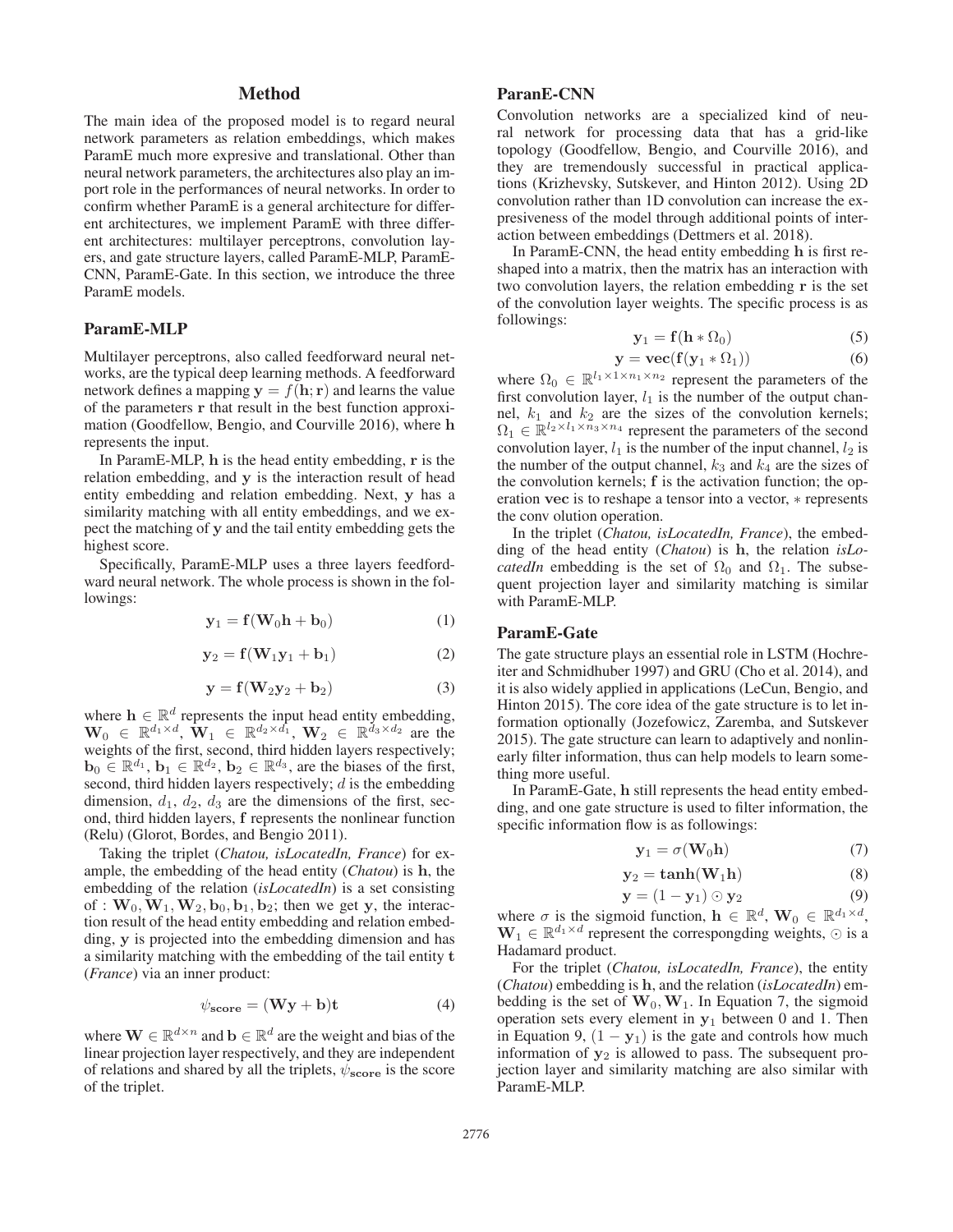## Method

The main idea of the proposed model is to regard neural network parameters as relation embeddings, which makes ParamE much more expresive and translational. Other than neural network parameters, the architectures also play an import role in the performances of neural networks. In order to confirm whether ParamE is a general architecture for different architectures, we implement ParamE with three different architectures: multilayer perceptrons, convolution layers, and gate structure layers, called ParamE-MLP, ParamE-CNN, ParamE-Gate. In this section, we introduce the three ParamE models.

### ParamE-MLP

Multilayer perceptrons, also called feedforward neural networks, are the typical deep learning methods. A feedforward network defines a mapping $\mathbf{y} = f(\mathbf{h}; \mathbf{r})$ and learns the value of the parameters $\mathbf{r}$ that result in the best function approximation (Goodfellow, Bengio, and Courville 2016), where $\mathbf{h}$ represents the input.

In ParamE-MLP, $\mathbf{h}$ is the head entity embedding, $\mathbf{r}$ is the relation embedding, and $\mathbf{y}$ is the interaction result of head entity embedding and relation embedding. Next, $\mathbf{y}$ has a similarity matching with all entity embeddings, and we expect the matching of $\mathbf{y}$ and the tail entity embedding gets the highest score.

Specifically, ParamE-MLP uses a three layers feedfordward neural network. The whole process is shown in the followings:

$$\mathbf{y}_1 = \mathbf{f}(\mathbf{W}_0\mathbf{h} + \mathbf{b}_0) \tag{1}$$

$$\mathbf{y}_2 = \mathbf{f}(\mathbf{W}_1\mathbf{y}_1 + \mathbf{b}_1) \tag{2}$$

$$\mathbf{y} = \mathbf{f}(\mathbf{W}_2\mathbf{y}_2 + \mathbf{b}_2) \tag{3}$$

where $\mathbf{h} \in \mathbb{R}^d$ represents the input head entity embedding, $\mathbf{W}_0 \in \mathbb{R}^{d_1 \times d}$, $\mathbf{W}_1 \in \mathbb{R}^{d_2 \times d_1}$, $\mathbf{W}_2 \in \mathbb{R}^{d_3 \times d_2}$ are the weights of the first, second, third hidden layers respectively; $\mathbf{b}_0 \in \mathbb{R}^{d_1}$, $\mathbf{b}_1 \in \mathbb{R}^{d_2}$, $\mathbf{b}_2 \in \mathbb{R}^{d_3}$, are the biases of the first, second, third hidden layers respectively; $d$ is the embedding dimension, $d_1$, $d_2$, $d_3$ are the dimensions of the first, second, third hidden layers, $\mathbf{f}$ represents the nonlinear function (Relu) (Glorot, Bordes, and Bengio 2011).

Taking the triplet (*Chatou, isLocatedIn, France*) for example, the embedding of the head entity (*Chatou*) is $\mathbf{h}$, the embedding of the relation (*isLocatedIn*) is a set consisting of : $\mathbf{W}_0, \mathbf{W}_1, \mathbf{W}_2, \mathbf{b}_0, \mathbf{b}_1, \mathbf{b}_2$; then we get $\mathbf{y}$, the interaction result of the head entity embedding and relation embedding, $\mathbf{y}$ is projected into the embedding dimension and has a similarity matching with the embedding of the tail entity $\mathbf{t}$ (*France*) via an inner product:

$$\psi_{\mathbf{score}} = (\mathbf{W}\mathbf{y} + \mathbf{b})\mathbf{t} \tag{4}$$

where $\mathbf{W} \in \mathbb{R}^{d \times n}$ and $\mathbf{b} \in \mathbb{R}^d$ are the weight and bias of the linear projection layer respectively, and they are independent of relations and shared by all the triplets, $\psi_{\mathbf{score}}$ is the score of the triplet.

### ParanE-CNN

Convolution networks are a specialized kind of neural network for processing data that has a grid-like topology (Goodfellow, Bengio, and Courville 2016), and they are tremendously successful in practical applications (Krizhevsky, Sutskever, and Hinton 2012). Using 2D convolution rather than 1D convolution can increase the expresiveness of the model through additional points of interaction between embeddings (Dettmers et al. 2018).

In ParamE-CNN, the head entity embedding $\mathbf{h}$ is first reshaped into a matrix, then the matrix has an interaction with two convolution layers, the relation embedding $\mathbf{r}$ is the set of the convolution layer weights. The specific process is as followings:

$$\mathbf{y}_1 = \mathbf{f}(\mathbf{h} * \Omega_0) \tag{5}$$

$$\mathbf{y} = \mathbf{vec}(\mathbf{f}(\mathbf{y}_1 * \Omega_1)) \tag{6}$$

where $\Omega_0 \in \mathbb{R}^{l_1 \times 1 \times n_1 \times n_2}$ represent the parameters of the first convolution layer, $l_1$ is the number of the output channel, $k_1$ and $k_2$ are the sizes of the convolution kernels; $\Omega_1 \in \mathbb{R}^{l_2 \times l_1 \times n_3 \times n_4}$ represent the parameters of the second convolution layer, $l_1$ is the number of the input channel, $l_2$ is the number of the output channel, $k_3$ and $k_4$ are the sizes of the convolution kernels; $\mathbf{f}$ is the activation function; the operation $\mathbf{vec}$ is to reshape a tensor into a vector, $*$ represents the conv olution operation.

In the triplet (*Chatou, isLocatedIn, France*), the embedding of the head entity (*Chatou*) is $\mathbf{h}$, the relation *isLocatedIn* embedding is the set of $\Omega_0$ and $\Omega_1$. The subsequent projection layer and similarity matching is similar with ParamE-MLP.

### ParamE-Gate

The gate structure plays an essential role in LSTM (Hochreiter and Schmidhuber 1997) and GRU (Cho et al. 2014), and it is also widely applied in applications (LeCun, Bengio, and Hinton 2015). The core idea of the gate structure is to let information optionally (Jozefowicz, Zaremba, and Sutskever 2015). The gate structure can learn to adaptively and nonlinearly filter information, thus can help models to learn something more useful.

In ParamE-Gate, $\mathbf{h}$ still represents the head entity embedding, and one gate structure is used to filter information, the specific information flow is as followings:

$$\mathbf{y}_1 = \sigma(\mathbf{W}_0\mathbf{h}) \tag{7}$$

$$\mathbf{y}_2 = \mathbf{tanh}(\mathbf{W}_1\mathbf{h}) \tag{8}$$

$$\mathbf{y} = (1 - \mathbf{y}_1) \odot \mathbf{y}_2 \tag{9}$$

where $\sigma$ is the sigmoid function, $\mathbf{h} \in \mathbb{R}^d$, $\mathbf{W}_0 \in \mathbb{R}^{d_1 \times d}$, $\mathbf{W}_1 \in \mathbb{R}^{d_1 \times d}$ represent the correspongding weights, $\odot$ is a Hadamard product.

For the triplet (*Chatou, isLocatedIn, France*), the entity (*Chatou*) embedding is $\mathbf{h}$, and the relation (*isLocatedIn*) embedding is the set of $\mathbf{W}_0, \mathbf{W}_1$. In Equation 7, the sigmoid operation sets every element in $\mathbf{y}_1$ between 0 and 1. Then in Equation 9, $(1 - \mathbf{y}_1)$ is the gate and controls how much information of $\mathbf{y}_2$ is allowed to pass. The subsequent projection layer and similarity matching are also similar with ParamE-MLP.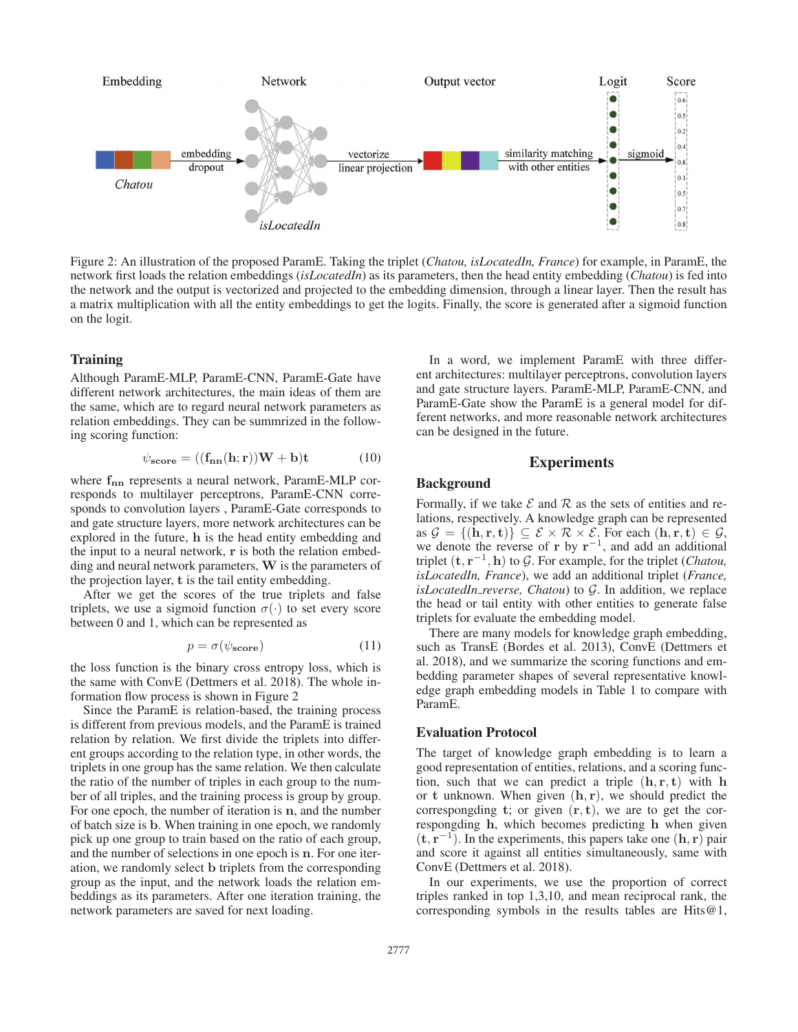Figure 2: An illustration of the proposed ParamE. Taking the triplet (*Chatou, isLocatedIn, France*) for example, in ParamE, the network first loads the relation embeddings (*isLocatedIn*) as its parameters, then the head entity embedding (*Chatou*) is fed into the network and the output is vectorized and projected to the embedding dimension, through a linear layer. Then the result has a matrix multiplication with all the entity embeddings to get the logits. Finally, the score is generated after a sigmoid function on the logit.

## Training

Although ParamE-MLP, ParamE-CNN, ParamE-Gate have different network architectures, the main ideas of them are the same, which are to regard neural network parameters as relation embeddings. They can be summrized in the following scoring function:

$$\psi_{\mathbf{score}} = ((\mathbf{f_{nn}}(\mathbf{h}; \mathbf{r}))\mathbf{W} + \mathbf{b})\mathbf{t} \tag{10}$$

where $\mathbf{f_{nn}}$ represents a neural network, ParamE-MLP corresponds to multilayer perceptrons, ParamE-CNN corresponds to convolution layers , ParamE-Gate corresponds to and gate structure layers, more network architectures can be explored in the future, $\mathbf{h}$ is the head entity embedding and the input to a neural network, $\mathbf{r}$ is both the relation embedding and neural network parameters, $\mathbf{W}$ is the parameters of the projection layer, $\mathbf{t}$ is the tail entity embedding.

After we get the scores of the true triplets and false triplets, we use a sigmoid function $\sigma(\cdot)$ to set every score between 0 and 1, which can be represented as

$$p = \sigma(\psi_{\mathbf{score}}) \tag{11}$$

the loss function is the binary cross entropy loss, which is the same with ConvE (Dettmers et al. 2018). The whole information flow process is shown in Figure 2

Since the ParamE is relation-based, the training process is different from previous models, and the ParamE is trained relation by relation. We first divide the triplets into different groups according to the relation type, in other words, the triplets in one group has the same relation. We then calculate the ratio of the number of triples in each group to the number of all triples, and the training process is group by group. For one epoch, the number of iteration is $\mathbf{n}$, and the number of batch size is $\mathbf{b}$. When training in one epoch, we randomly pick up one group to train based on the ratio of each group, and the number of selections in one epoch is $\mathbf{n}$. For one iteration, we randomly select $\mathbf{b}$ triplets from the corresponding group as the input, and the network loads the relation embeddings as its parameters. After one iteration training, the network parameters are saved for next loading.

In a word, we implement ParamE with three different architectures: multilayer perceptrons, convolution layers and gate structure layers. ParamE-MLP, ParamE-CNN, and ParamE-Gate show the ParamE is a general model for different networks, and more reasonable network architectures can be designed in the future.

# Experiments

## Background

Formally, if we take $\mathcal{E}$ and $\mathcal{R}$ as the sets of entities and relations, respectively. A knowledge graph can be represented as $\mathcal{G} = \{(\mathbf{h}, \mathbf{r}, \mathbf{t})\} \subseteq \mathcal{E} \times \mathcal{R} \times \mathcal{E}$. For each $(\mathbf{h}, \mathbf{r}, \mathbf{t}) \in \mathcal{G}$, we denote the reverse of $\mathbf{r}$ by $\mathbf{r}^{-1}$, and add an additional triplet $(\mathbf{t}, \mathbf{r}^{-1}, \mathbf{h})$ to $\mathcal{G}$. For example, for the triplet (*Chatou, isLocatedIn, France*), we add an additional triplet (*France, isLocatedIn_reverse, Chatou*) to $\mathcal{G}$. In addition, we replace the head or tail entity with other entities to generate false triplets for evaluate the embedding model.

There are many models for knowledge graph embedding, such as TransE (Bordes et al. 2013), ConvE (Dettmers et al. 2018), and we summarize the scoring functions and embedding parameter shapes of several representative knowledge graph embedding models in Table 1 to compare with ParamE.

## Evaluation Protocol

The target of knowledge graph embedding is to learn a good representation of entities, relations, and a scoring function, such that we can predict a triple $(\mathbf{h}, \mathbf{r}, \mathbf{t})$ with $\mathbf{h}$ or $\mathbf{t}$ unknown. When given $(\mathbf{h}, \mathbf{r})$, we should predict the correspongding $\mathbf{t}$; or given $(\mathbf{r}, \mathbf{t})$, we are to get the correspongding $\mathbf{h}$, which becomes predicting $\mathbf{h}$ when given $(\mathbf{t}, \mathbf{r}^{-1})$. In the experiments, this papers take one $(\mathbf{h}, \mathbf{r})$ pair and score it against all entities simultaneously, same with ConvE (Dettmers et al. 2018).

In our experiments, we use the proportion of correct triples ranked in top 1,3,10, and mean reciprocal rank, the corresponding symbols in the results tables are Hits@1,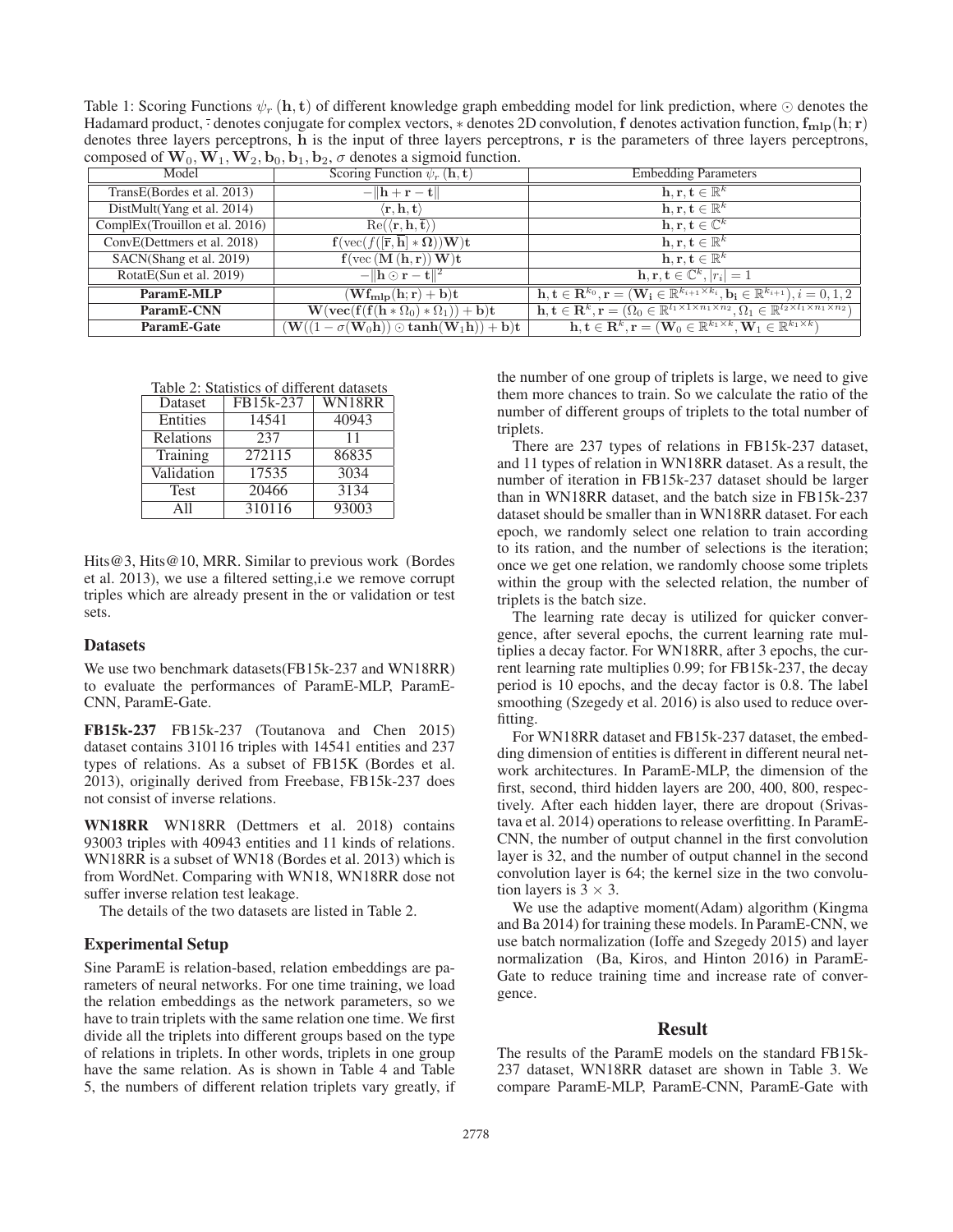Table 1: Scoring Functions $\psi_r(\mathbf{h}, \mathbf{t})$ of different knowledge graph embedding model for link prediction, where $\odot$ denotes the Hadamard product, $\bar{\cdot}$ denotes conjugate for complex vectors, $*$ denotes 2D convolution, $\mathbf{f}$ denotes activation function, $\mathbf{f_{mlp}}(\mathbf{h}; \mathbf{r})$ denotes three layers perceptrons, $\mathbf{h}$ is the input of three layers perceptrons, $\mathbf{r}$ is the parameters of three layers perceptrons, composed of $\mathbf{W}_0, \mathbf{W}_1, \mathbf{W}_2, \mathbf{b}_0, \mathbf{b}_1, \mathbf{b}_2$, $\sigma$ denotes a sigmoid function.

| Model | Scoring Function $\psi_r(\mathbf{h}, \mathbf{t})$ | Embedding Parameters |
|---|---|---|
| TransE(Bordes et al. 2013) | $-\Vert\mathbf{h} + \mathbf{r} - \mathbf{t}\Vert$ | $\mathbf{h}, \mathbf{r}, \mathbf{t} \in \mathbb{R}^k$ |
| DistMult(Yang et al. 2014) | $\langle \mathbf{r}, \mathbf{h}, \mathbf{t} \rangle$ | $\mathbf{h}, \mathbf{r}, \mathbf{t} \in \mathbb{R}^k$ |
| ComplEx(Trouillon et al. 2016) | $\mathrm{Re}(\langle \mathbf{r}, \mathbf{h}, \bar{\mathbf{t}} \rangle)$ | $\mathbf{h}, \mathbf{r}, \mathbf{t} \in \mathbb{C}^k$ |
| ConvE(Dettmers et al. 2018) | $\mathbf{f}(\mathrm{vec}(f([\bar{\mathbf{r}}, \bar{\mathbf{h}}] * \mathbf{\Omega}))\mathbf{W})\mathbf{t}$ | $\mathbf{h}, \mathbf{r}, \mathbf{t} \in \mathbb{R}^k$ |
| SACN(Shang et al. 2019) | $\mathbf{f}(\mathrm{vec}(\mathbf{M}(\mathbf{h}, \mathbf{r}))\mathbf{W})\mathbf{t}$ | $\mathbf{h}, \mathbf{r}, \mathbf{t} \in \mathbb{R}^k$ |
| RotatE(Sun et al. 2019) | $-\Vert\mathbf{h} \odot \mathbf{r} - \mathbf{t}\Vert^2$ | $\mathbf{h}, \mathbf{r}, \mathbf{t} \in \mathbb{C}^k, \lvert r_i \rvert = 1$ |
| **ParamE-MLP** | $(\mathbf{W}\mathbf{f_{mlp}}(\mathbf{h}; \mathbf{r}) + \mathbf{b})\mathbf{t}$ | $\mathbf{h}, \mathbf{t} \in \mathbf{R}^{k_0}, \mathbf{r} = (\mathbf{W_i} \in \mathbb{R}^{k_{i+1} \times k_i}, \mathbf{b_i} \in \mathbb{R}^{k_{i+1}}), i = 0, 1, 2$ |
| **ParamE-CNN** | $\mathbf{W}(\mathbf{vec}(\mathbf{f}(\mathbf{f}(\mathbf{h} * \Omega_0) * \Omega_1)) + \mathbf{b})\mathbf{t}$ | $\mathbf{h}, \mathbf{t} \in \mathbf{R}^k, \mathbf{r} = (\Omega_0 \in \mathbb{R}^{l_1 \times 1 \times n_1 \times n_2}, \Omega_1 \in \mathbb{R}^{l_2 \times l_1 \times n_1 \times n_2})$ |
| **ParamE-Gate** | $(\mathbf{W}((1 - \sigma(\mathbf{W}_0\mathbf{h})) \odot \mathbf{tanh}(\mathbf{W}_1\mathbf{h})) + \mathbf{b})\mathbf{t}$ | $\mathbf{h}, \mathbf{t} \in \mathbf{R}^k, \mathbf{r} = (\mathbf{W}_0 \in \mathbb{R}^{k_1 \times k}, \mathbf{W}_1 \in \mathbb{R}^{k_1 \times k})$ |

Table 2: Statistics of different datasets

| Dataset | FB15k-237 | WN18RR |
|---|---|---|
| Entities | 14541 | 40943 |
| Relations | 237 | 11 |
| Training | 272115 | 86835 |
| Validation | 17535 | 3034 |
| Test | 20466 | 3134 |
| All | 310116 | 93003 |

Hits@3, Hits@10, MRR. Similar to previous work (Bordes et al. 2013), we use a filtered setting,i.e we remove corrupt triples which are already present in the or validation or test sets.

### Datasets

We use two benchmark datasets(FB15k-237 and WN18RR) to evaluate the performances of ParamE-MLP, ParamE-CNN, ParamE-Gate.

**FB15k-237** FB15k-237 (Toutanova and Chen 2015) dataset contains 310116 triples with 14541 entities and 237 types of relations. As a subset of FB15K (Bordes et al. 2013), originally derived from Freebase, FB15k-237 does not consist of inverse relations.

**WN18RR** WN18RR (Dettmers et al. 2018) contains 93003 triples with 40943 entities and 11 kinds of relations. WN18RR is a subset of WN18 (Bordes et al. 2013) which is from WordNet. Comparing with WN18, WN18RR dose not suffer inverse relation test leakage.

The details of the two datasets are listed in Table 2.

### Experimental Setup

Sine ParamE is relation-based, relation embeddings are parameters of neural networks. For one time training, we load the relation embeddings as the network parameters, so we have to train triplets with the same relation one time. We first divide all the triplets into different groups based on the type of relations in triplets. In other words, triplets in one group have the same relation. As is shown in Table 4 and Table 5, the numbers of different relation triplets vary greatly, if the number of one group of triplets is large, we need to give them more chances to train. So we calculate the ratio of the number of different groups of triplets to the total number of triplets.

There are 237 types of relations in FB15k-237 dataset, and 11 types of relation in WN18RR dataset. As a result, the number of iteration in FB15k-237 dataset should be larger than in WN18RR dataset, and the batch size in FB15k-237 dataset should be smaller than in WN18RR dataset. For each epoch, we randomly select one relation to train according to its ration, and the number of selections is the iteration; once we get one relation, we randomly choose some triplets within the group with the selected relation, the number of triplets is the batch size.

The learning rate decay is utilized for quicker convergence, after several epochs, the current learning rate multiplies a decay factor. For WN18RR, after 3 epochs, the current learning rate multiplies 0.99; for FB15k-237, the decay period is 10 epochs, and the decay factor is 0.8. The label smoothing (Szegedy et al. 2016) is also used to reduce overfitting.

For WN18RR dataset and FB15k-237 dataset, the embedding dimension of entities is different in different neural network architectures. In ParamE-MLP, the dimension of the first, second, third hidden layers are 200, 400, 800, respectively. After each hidden layer, there are dropout (Srivastava et al. 2014) operations to release overfitting. In ParamE-CNN, the number of output channel in the first convolution layer is 32, and the number of output channel in the second convolution layer is 64; the kernel size in the two convolution layers is $3 \times 3$.

We use the adaptive moment(Adam) algorithm (Kingma and Ba 2014) for training these models. In ParamE-CNN, we use batch normalization (Ioffe and Szegedy 2015) and layer normalization (Ba, Kiros, and Hinton 2016) in ParamE-Gate to reduce training time and increase rate of convergence.

## Result

The results of the ParamE models on the standard FB15k-237 dataset, WN18RR dataset are shown in Table 3. We compare ParamE-MLP, ParamE-CNN, ParamE-Gate with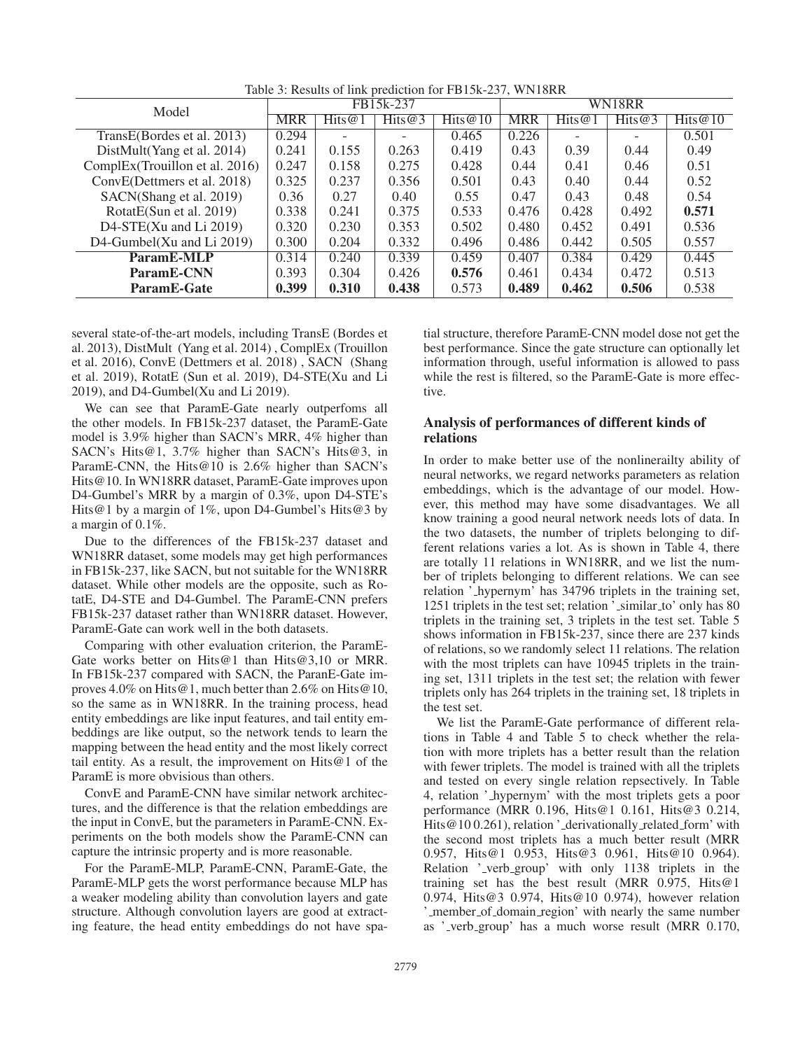Table 3: Results of link prediction for FB15k-237, WN18RR

| Model | FB15k-237 | | | | WN18RR | | | |
|---|---|---|---|---|---|---|---|---|
| | MRR | Hits@1 | Hits@3 | Hits@10 | MRR | Hits@1 | Hits@3 | Hits@10 |
| TransE(Bordes et al. 2013) | 0.294 | - | - | 0.465 | 0.226 | - | - | 0.501 |
| DistMult(Yang et al. 2014) | 0.241 | 0.155 | 0.263 | 0.419 | 0.43 | 0.39 | 0.44 | 0.49 |
| ComplEx(Trouillon et al. 2016) | 0.247 | 0.158 | 0.275 | 0.428 | 0.44 | 0.41 | 0.46 | 0.51 |
| ConvE(Dettmers et al. 2018) | 0.325 | 0.237 | 0.356 | 0.501 | 0.43 | 0.40 | 0.44 | 0.52 |
| SACN(Shang et al. 2019) | 0.36 | 0.27 | 0.40 | 0.55 | 0.47 | 0.43 | 0.48 | 0.54 |
| RotatE(Sun et al. 2019) | 0.338 | 0.241 | 0.375 | 0.533 | 0.476 | 0.428 | 0.492 | **0.571** |
| D4-STE(Xu and Li 2019) | 0.320 | 0.230 | 0.353 | 0.502 | 0.480 | 0.452 | 0.491 | 0.536 |
| D4-Gumbel(Xu and Li 2019) | 0.300 | 0.204 | 0.332 | 0.496 | 0.486 | 0.442 | 0.505 | 0.557 |
| **ParamE-MLP** | 0.314 | 0.240 | 0.339 | 0.459 | 0.407 | 0.384 | 0.429 | 0.445 |
| **ParamE-CNN** | 0.393 | 0.304 | 0.426 | **0.576** | 0.461 | 0.434 | 0.472 | 0.513 |
| **ParamE-Gate** | **0.399** | **0.310** | **0.438** | 0.573 | **0.489** | **0.462** | **0.506** | 0.538 |

several state-of-the-art models, including TransE (Bordes et al. 2013), DistMult (Yang et al. 2014) , ComplEx (Trouillon et al. 2016), ConvE (Dettmers et al. 2018) , SACN (Shang et al. 2019), RotatE (Sun et al. 2019), D4-STE(Xu and Li 2019), and D4-Gumbel(Xu and Li 2019).

We can see that ParamE-Gate nearly outperfoms all the other models. In FB15k-237 dataset, the ParamE-Gate model is 3.9% higher than SACN's MRR, 4% higher than SACN's Hits@1, 3.7% higher than SACN's Hits@3, in ParamE-CNN, the Hits@10 is 2.6% higher than SACN's Hits@10. In WN18RR dataset, ParamE-Gate improves upon D4-Gumbel's MRR by a margin of 0.3%, upon D4-STE's Hits@1 by a margin of 1%, upon D4-Gumbel's Hits@3 by a margin of 0.1%.

Due to the differences of the FB15k-237 dataset and WN18RR dataset, some models may get high performances in FB15k-237, like SACN, but not suitable for the WN18RR dataset. While other models are the opposite, such as RotatE, D4-STE and D4-Gumbel. The ParamE-CNN prefers FB15k-237 dataset rather than WN18RR dataset. However, ParamE-Gate can work well in the both datasets.

Comparing with other evaluation criterion, the ParamE-Gate works better on Hits@1 than Hits@3,10 or MRR. In FB15k-237 compared with SACN, the ParanE-Gate improves 4.0% on Hits@1, much better than 2.6% on Hits@10, so the same as in WN18RR. In the training process, head entity embeddings are like input features, and tail entity embeddings are like output, so the network tends to learn the mapping between the head entity and the most likely correct tail entity. As a result, the improvement on Hits@1 of the ParamE is more obvisious than others.

ConvE and ParamE-CNN have similar network architectures, and the difference is that the relation embeddings are the input in ConvE, but the parameters in ParamE-CNN. Experiments on the both models show the ParamE-CNN can capture the intrinsic property and is more reasonable.

For the ParamE-MLP, ParamE-CNN, ParamE-Gate, the ParamE-MLP gets the worst performance because MLP has a weaker modeling ability than convolution layers and gate structure. Although convolution layers are good at extracting feature, the head entity embeddings do not have spatial structure, therefore ParamE-CNN model dose not get the best performance. Since the gate structure can optionally let information through, useful information is allowed to pass while the rest is filtered, so the ParamE-Gate is more effective.

### Analysis of performances of different kinds of relations

In order to make better use of the nonlinearilty ability of neural networks, we regard networks parameters as relation embeddings, which is the advantage of our model. However, this method may have some disadvantages. We all know training a good neural network needs lots of data. In the two datasets, the number of triplets belonging to different relations varies a lot. As is shown in Table 4, there are totally 11 relations in WN18RR, and we list the number of triplets belonging to different relations. We can see relation '_hypernym' has 34796 triplets in the training set, 1251 triplets in the test set; relation '_similar_to' only has 80 triplets in the training set, 3 triplets in the test set. Table 5 shows information in FB15k-237, since there are 237 kinds of relations, so we randomly select 11 relations. The relation with the most triplets can have 10945 triplets in the training set, 1311 triplets in the test set; the relation with fewer triplets only has 264 triplets in the training set, 18 triplets in the test set.

We list the ParamE-Gate performance of different relations in Table 4 and Table 5 to check whether the relation with more triplets has a better result than the relation with fewer triplets. The model is trained with all the triplets and tested on every single relation repsectively. In Table 4, relation '_hypernym' with the most triplets gets a poor performance (MRR 0.196, Hits@1 0.161, Hits@3 0.214, Hits@10 0.261), relation '_derivationally_related_form' with the second most triplets has a much better result (MRR 0.957, Hits@1 0.953, Hits@3 0.961, Hits@10 0.964). Relation '_verb_group' with only 1138 triplets in the training set has the best result (MRR 0.975, Hits@1 0.974, Hits@3 0.974, Hits@10 0.974), however relation '_member_of_domain_region' with nearly the same number as '_verb_group' has a much worse result (MRR 0.170,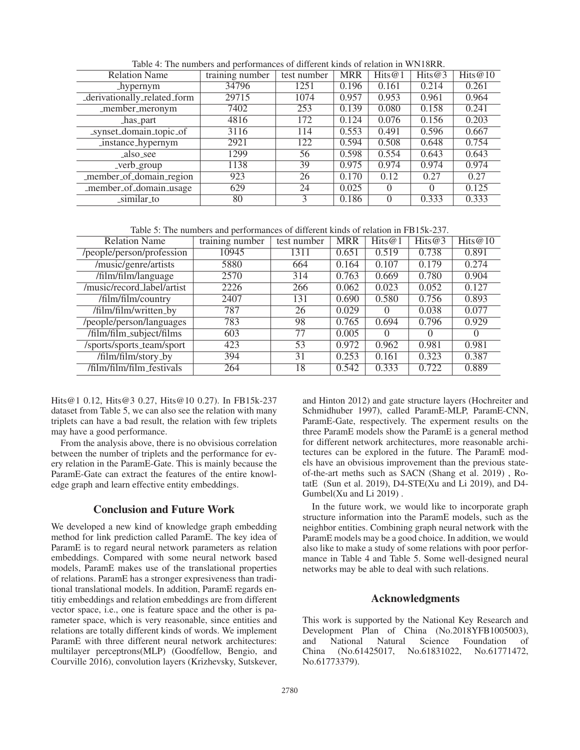Table 4: The numbers and performances of different kinds of relation in WN18RR.

| Relation Name | training number | test number | MRR | Hits@1 | Hits@3 | Hits@10 |
|---|---|---|---|---|---|---|
| _hypernym | 34796 | 1251 | 0.196 | 0.161 | 0.214 | 0.261 |
| _derivationally_related_form | 29715 | 1074 | 0.957 | 0.953 | 0.961 | 0.964 |
| _member_meronym | 7402 | 253 | 0.139 | 0.080 | 0.158 | 0.241 |
| _has_part | 4816 | 172 | 0.124 | 0.076 | 0.156 | 0.203 |
| _synset_domain_topic_of | 3116 | 114 | 0.553 | 0.491 | 0.596 | 0.667 |
| _instance_hypernym | 2921 | 122 | 0.594 | 0.508 | 0.648 | 0.754 |
| _also_see | 1299 | 56 | 0.598 | 0.554 | 0.643 | 0.643 |
| _verb_group | 1138 | 39 | 0.975 | 0.974 | 0.974 | 0.974 |
| _member_of_domain_region | 923 | 26 | 0.170 | 0.12 | 0.27 | 0.27 |
| _member_of_domain_usage | 629 | 24 | 0.025 | 0 | 0 | 0.125 |
| _similar_to | 80 | 3 | 0.186 | 0 | 0.333 | 0.333 |

Table 5: The numbers and performances of different kinds of relation in FB15k-237.

| Relation Name | training number | test number | MRR | Hits@1 | Hits@3 | Hits@10 |
|---|---|---|---|---|---|---|
| /people/person/profession | 10945 | 1311 | 0.651 | 0.519 | 0.738 | 0.891 |
| /music/genre/artists | 5880 | 664 | 0.164 | 0.107 | 0.179 | 0.274 |
| /film/film/language | 2570 | 314 | 0.763 | 0.669 | 0.780 | 0.904 |
| /music/record_label/artist | 2226 | 266 | 0.062 | 0.023 | 0.052 | 0.127 |
| /film/film/country | 2407 | 131 | 0.690 | 0.580 | 0.756 | 0.893 |
| /film/film/written_by | 787 | 26 | 0.029 | 0 | 0.038 | 0.077 |
| /people/person/languages | 783 | 98 | 0.765 | 0.694 | 0.796 | 0.929 |
| /film/film_subject/films | 603 | 77 | 0.005 | 0 | 0 | 0 |
| /sports/sports_team/sport | 423 | 53 | 0.972 | 0.962 | 0.981 | 0.981 |
| /film/film/story_by | 394 | 31 | 0.253 | 0.161 | 0.323 | 0.387 |
| /film/film/film_festivals | 264 | 18 | 0.542 | 0.333 | 0.722 | 0.889 |

Hits@1 0.12, Hits@3 0.27, Hits@10 0.27). In FB15k-237 dataset from Table 5, we can also see the relation with many triplets can have a bad result, the relation with few triplets may have a good performance.

From the analysis above, there is no obvisious correlation between the number of triplets and the performance for every relation in the ParamE-Gate. This is mainly because the ParamE-Gate can extract the features of the entire knowledge graph and learn effective entity embeddings.

## Conclusion and Future Work

We developed a new kind of knowledge graph embedding method for link prediction called ParamE. The key idea of ParamE is to regard neural network parameters as relation embeddings. Compared with some neural network based models, ParamE makes use of the translational properties of relations. ParamE has a stronger expresiveness than traditional translational models. In addition, ParamE regards entitiy embeddings and relation embeddings are from different vector space, i.e., one is feature space and the other is parameter space, which is very reasonable, since entities and relations are totally different kinds of words. We implement ParamE with three different neural network architectures: multilayer perceptrons(MLP) (Goodfellow, Bengio, and Courville 2016), convolution layers (Krizhevsky, Sutskever, and Hinton 2012) and gate structure layers (Hochreiter and Schmidhuber 1997), called ParamE-MLP, ParamE-CNN, ParamE-Gate, respectively. The experment results on the three ParamE models show the ParamE is a general method for different network architectures, more reasonable architectures can be explored in the future. The ParamE models have an obvisious improvement than the previous state-of-the-art meths such as SACN (Shang et al. 2019) , RotatE (Sun et al. 2019), D4-STE(Xu and Li 2019), and D4-Gumbel(Xu and Li 2019) .

In the future work, we would like to incorporate graph structure information into the ParamE models, such as the neighbor entities. Combining graph neural network with the ParamE models may be a good choice. In addition, we would also like to make a study of some relations with poor performance in Table 4 and Table 5. Some well-designed neural networks may be able to deal with such relations.

## Acknowledgments

This work is supported by the National Key Research and Development Plan of China (No.2018YFB1005003), and National Natural Science Foundation of China (No.61425017, No.61831022, No.61771472, No.61773379).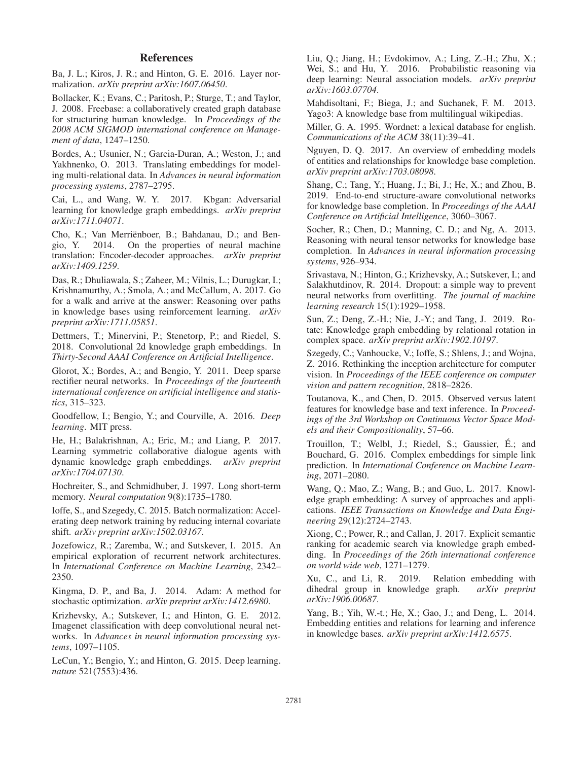## References

Ba, J. L.; Kiros, J. R.; and Hinton, G. E. 2016. Layer normalization. *arXiv preprint arXiv:1607.06450*.

Bollacker, K.; Evans, C.; Paritosh, P.; Sturge, T.; and Taylor, J. 2008. Freebase: a collaboratively created graph database for structuring human knowledge. In *Proceedings of the 2008 ACM SIGMOD international conference on Management of data*, 1247–1250.

Bordes, A.; Usunier, N.; Garcia-Duran, A.; Weston, J.; and Yakhnenko, O. 2013. Translating embeddings for modeling multi-relational data. In *Advances in neural information processing systems*, 2787–2795.

Cai, L., and Wang, W. Y. 2017. Kbgan: Adversarial learning for knowledge graph embeddings. *arXiv preprint arXiv:1711.04071*.

Cho, K.; Van Merriënboer, B.; Bahdanau, D.; and Bengio, Y. 2014. On the properties of neural machine translation: Encoder-decoder approaches. *arXiv preprint arXiv:1409.1259*.

Das, R.; Dhuliawala, S.; Zaheer, M.; Vilnis, L.; Durugkar, I.; Krishnamurthy, A.; Smola, A.; and McCallum, A. 2017. Go for a walk and arrive at the answer: Reasoning over paths in knowledge bases using reinforcement learning. *arXiv preprint arXiv:1711.05851*.

Dettmers, T.; Minervini, P.; Stenetorp, P.; and Riedel, S. 2018. Convolutional 2d knowledge graph embeddings. In *Thirty-Second AAAI Conference on Artificial Intelligence*.

Glorot, X.; Bordes, A.; and Bengio, Y. 2011. Deep sparse rectifier neural networks. In *Proceedings of the fourteenth international conference on artificial intelligence and statistics*, 315–323.

Goodfellow, I.; Bengio, Y.; and Courville, A. 2016. *Deep learning*. MIT press.

He, H.; Balakrishnan, A.; Eric, M.; and Liang, P. 2017. Learning symmetric collaborative dialogue agents with dynamic knowledge graph embeddings. *arXiv preprint arXiv:1704.07130*.

Hochreiter, S., and Schmidhuber, J. 1997. Long short-term memory. *Neural computation* 9(8):1735–1780.

Ioffe, S., and Szegedy, C. 2015. Batch normalization: Accelerating deep network training by reducing internal covariate shift. *arXiv preprint arXiv:1502.03167*.

Jozefowicz, R.; Zaremba, W.; and Sutskever, I. 2015. An empirical exploration of recurrent network architectures. In *International Conference on Machine Learning*, 2342–2350.

Kingma, D. P., and Ba, J. 2014. Adam: A method for stochastic optimization. *arXiv preprint arXiv:1412.6980*.

Krizhevsky, A.; Sutskever, I.; and Hinton, G. E. 2012. Imagenet classification with deep convolutional neural networks. In *Advances in neural information processing systems*, 1097–1105.

LeCun, Y.; Bengio, Y.; and Hinton, G. 2015. Deep learning. *nature* 521(7553):436.

Liu, Q.; Jiang, H.; Evdokimov, A.; Ling, Z.-H.; Zhu, X.; Wei, S.; and Hu, Y. 2016. Probabilistic reasoning via deep learning: Neural association models. *arXiv preprint arXiv:1603.07704*.

Mahdisoltani, F.; Biega, J.; and Suchanek, F. M. 2013. Yago3: A knowledge base from multilingual wikipedias.

Miller, G. A. 1995. Wordnet: a lexical database for english. *Communications of the ACM* 38(11):39–41.

Nguyen, D. Q. 2017. An overview of embedding models of entities and relationships for knowledge base completion. *arXiv preprint arXiv:1703.08098*.

Shang, C.; Tang, Y.; Huang, J.; Bi, J.; He, X.; and Zhou, B. 2019. End-to-end structure-aware convolutional networks for knowledge base completion. In *Proceedings of the AAAI Conference on Artificial Intelligence*, 3060–3067.

Socher, R.; Chen, D.; Manning, C. D.; and Ng, A. 2013. Reasoning with neural tensor networks for knowledge base completion. In *Advances in neural information processing systems*, 926–934.

Srivastava, N.; Hinton, G.; Krizhevsky, A.; Sutskever, I.; and Salakhutdinov, R. 2014. Dropout: a simple way to prevent neural networks from overfitting. *The journal of machine learning research* 15(1):1929–1958.

Sun, Z.; Deng, Z.-H.; Nie, J.-Y.; and Tang, J. 2019. Rotate: Knowledge graph embedding by relational rotation in complex space. *arXiv preprint arXiv:1902.10197*.

Szegedy, C.; Vanhoucke, V.; Ioffe, S.; Shlens, J.; and Wojna, Z. 2016. Rethinking the inception architecture for computer vision. In *Proceedings of the IEEE conference on computer vision and pattern recognition*, 2818–2826.

Toutanova, K., and Chen, D. 2015. Observed versus latent features for knowledge base and text inference. In *Proceedings of the 3rd Workshop on Continuous Vector Space Models and their Compositionality*, 57–66.

Trouillon, T.; Welbl, J.; Riedel, S.; Gaussier, É.; and Bouchard, G. 2016. Complex embeddings for simple link prediction. In *International Conference on Machine Learning*, 2071–2080.

Wang, Q.; Mao, Z.; Wang, B.; and Guo, L. 2017. Knowledge graph embedding: A survey of approaches and applications. *IEEE Transactions on Knowledge and Data Engineering* 29(12):2724–2743.

Xiong, C.; Power, R.; and Callan, J. 2017. Explicit semantic ranking for academic search via knowledge graph embedding. In *Proceedings of the 26th international conference on world wide web*, 1271–1279.

Xu, C., and Li, R. 2019. Relation embedding with dihedral group in knowledge graph. *arXiv preprint arXiv:1906.00687*.

Yang, B.; Yih, W.-t.; He, X.; Gao, J.; and Deng, L. 2014. Embedding entities and relations for learning and inference in knowledge bases. *arXiv preprint arXiv:1412.6575*.